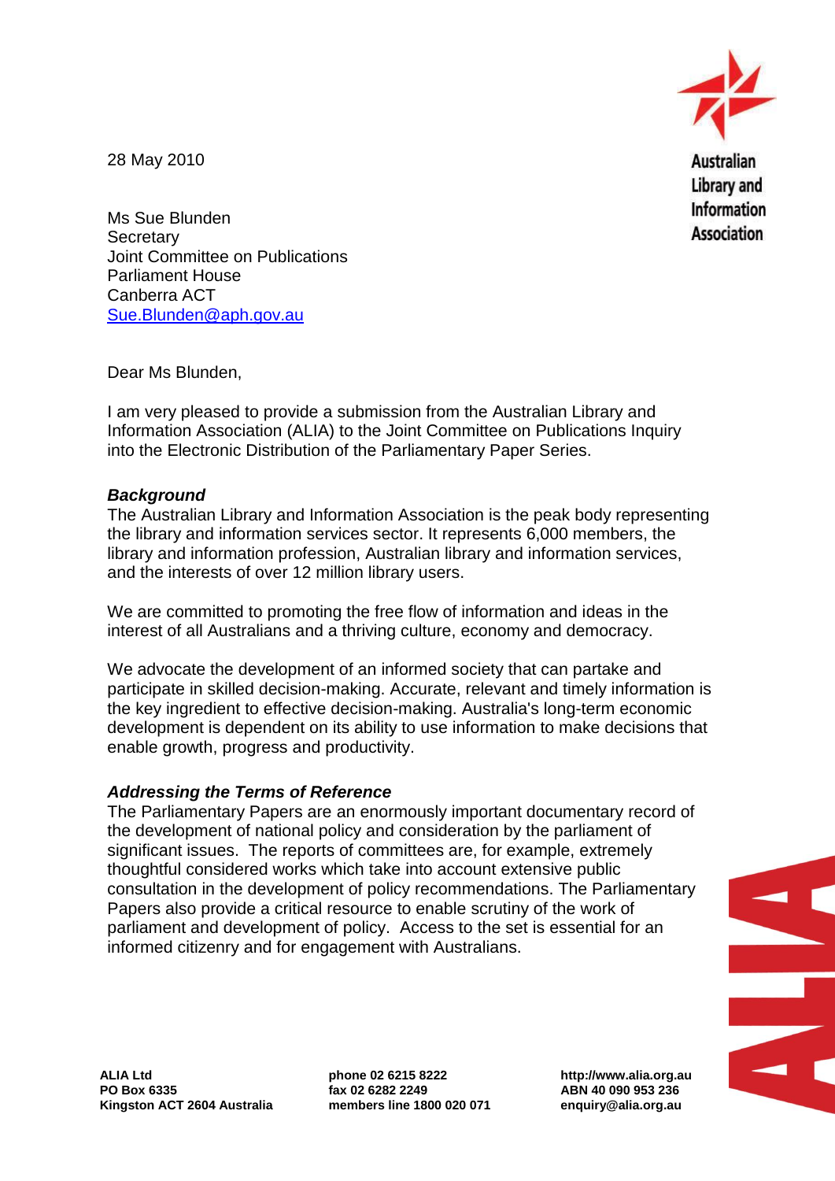28 May 2010

Australian Library and Information Association

Ms Sue Blunden
Secretary
Joint Committee on Publications
Parliament House
Canberra ACT
Sue.Blunden@aph.gov.au

Dear Ms Blunden,

I am very pleased to provide a submission from the Australian Library and Information Association (ALIA) to the Joint Committee on Publications Inquiry into the Electronic Distribution of the Parliamentary Paper Series.

***Background***

The Australian Library and Information Association is the peak body representing the library and information services sector. It represents 6,000 members, the library and information profession, Australian library and information services, and the interests of over 12 million library users.

We are committed to promoting the free flow of information and ideas in the interest of all Australians and a thriving culture, economy and democracy.

We advocate the development of an informed society that can partake and participate in skilled decision-making. Accurate, relevant and timely information is the key ingredient to effective decision-making. Australia's long-term economic development is dependent on its ability to use information to make decisions that enable growth, progress and productivity.

***Addressing the Terms of Reference***

The Parliamentary Papers are an enormously important documentary record of the development of national policy and consideration by the parliament of significant issues. The reports of committees are, for example, extremely thoughtful considered works which take into account extensive public consultation in the development of policy recommendations. The Parliamentary Papers also provide a critical resource to enable scrutiny of the work of parliament and development of policy. Access to the set is essential for an informed citizenry and for engagement with Australians.

**ALIA Ltd**
**PO Box 6335**
**Kingston ACT 2604 Australia**

**phone 02 6215 8222**
**fax 02 6282 2249**
**members line 1800 020 071**

**http://www.alia.org.au**
**ABN 40 090 953 236**
**enquiry@alia.org.au**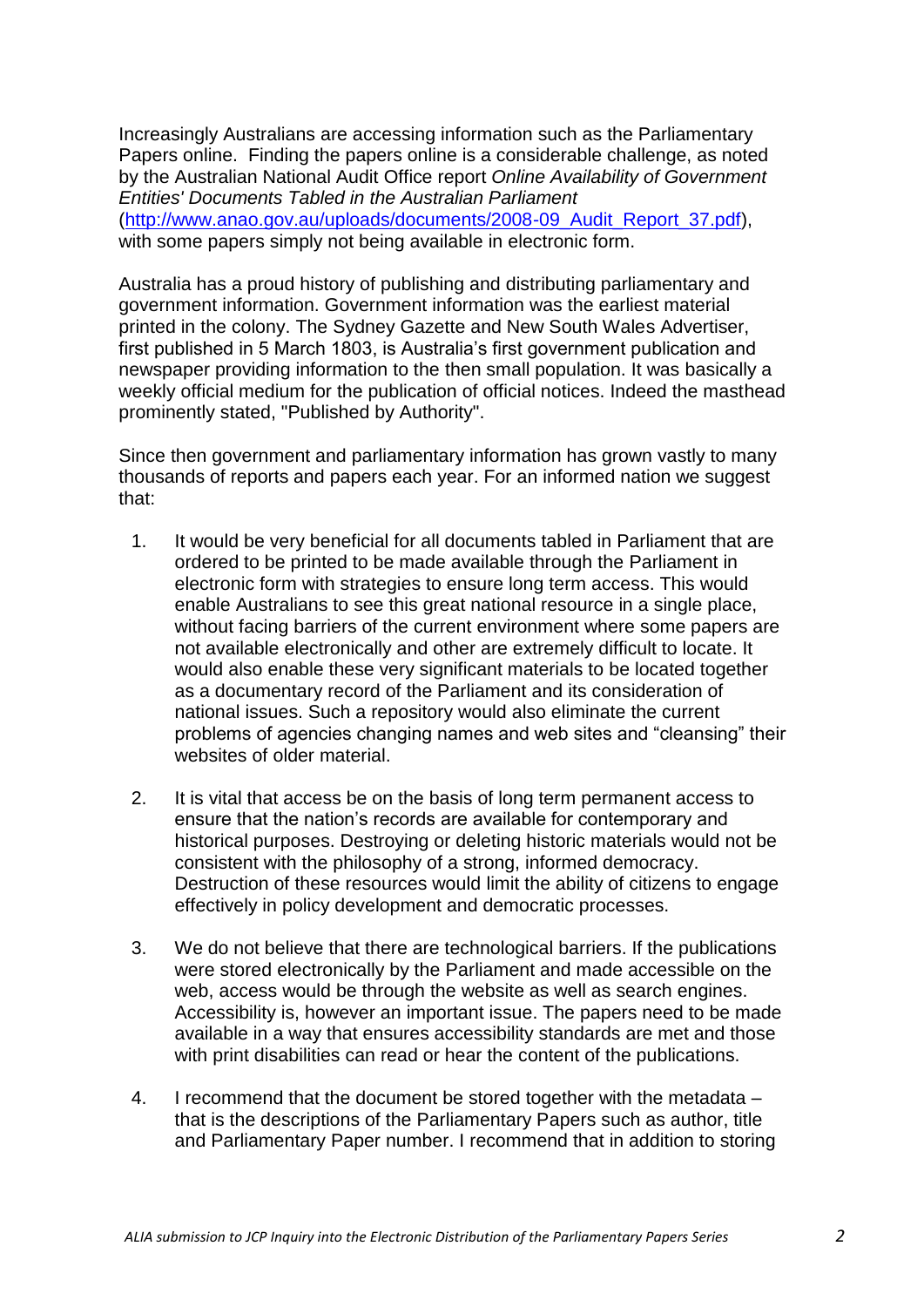Increasingly Australians are accessing information such as the Parliamentary Papers online. Finding the papers online is a considerable challenge, as noted by the Australian National Audit Office report *Online Availability of Government Entities' Documents Tabled in the Australian Parliament* ([http://www.anao.gov.au/uploads/documents/2008-09_Audit_Report_37.pdf](http://www.anao.gov.au/uploads/documents/2008-09_Audit_Report_37.pdf)), with some papers simply not being available in electronic form.

Australia has a proud history of publishing and distributing parliamentary and government information. Government information was the earliest material printed in the colony. The Sydney Gazette and New South Wales Advertiser, first published in 5 March 1803, is Australia's first government publication and newspaper providing information to the then small population. It was basically a weekly official medium for the publication of official notices. Indeed the masthead prominently stated, "Published by Authority".

Since then government and parliamentary information has grown vastly to many thousands of reports and papers each year. For an informed nation we suggest that:

1. It would be very beneficial for all documents tabled in Parliament that are ordered to be printed to be made available through the Parliament in electronic form with strategies to ensure long term access. This would enable Australians to see this great national resource in a single place, without facing barriers of the current environment where some papers are not available electronically and other are extremely difficult to locate. It would also enable these very significant materials to be located together as a documentary record of the Parliament and its consideration of national issues. Such a repository would also eliminate the current problems of agencies changing names and web sites and "cleansing" their websites of older material.

2. It is vital that access be on the basis of long term permanent access to ensure that the nation's records are available for contemporary and historical purposes. Destroying or deleting historic materials would not be consistent with the philosophy of a strong, informed democracy. Destruction of these resources would limit the ability of citizens to engage effectively in policy development and democratic processes.

3. We do not believe that there are technological barriers. If the publications were stored electronically by the Parliament and made accessible on the web, access would be through the website as well as search engines. Accessibility is, however an important issue. The papers need to be made available in a way that ensures accessibility standards are met and those with print disabilities can read or hear the content of the publications.

4. I recommend that the document be stored together with the metadata – that is the descriptions of the Parliamentary Papers such as author, title and Parliamentary Paper number. I recommend that in addition to storing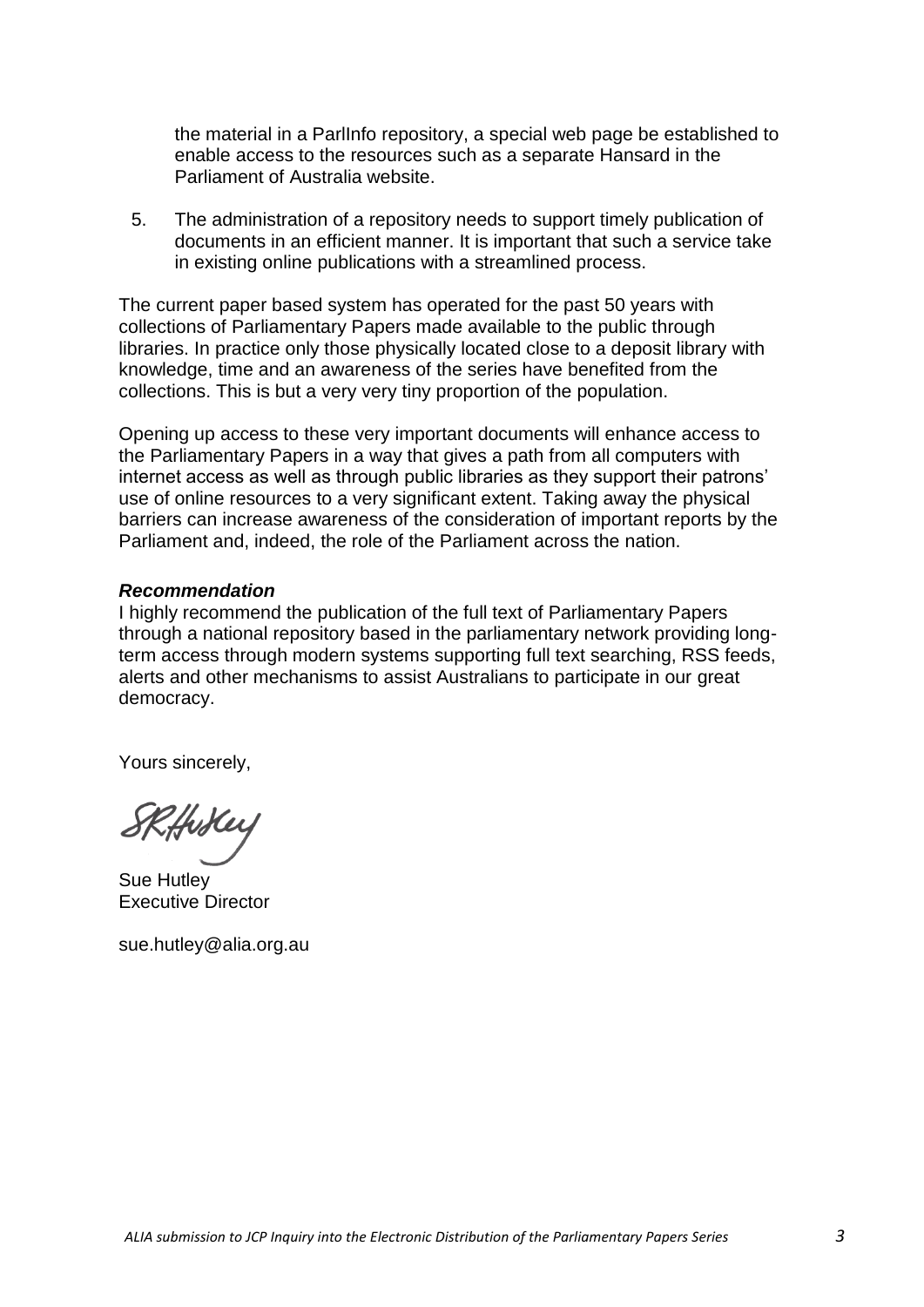the material in a ParlInfo repository, a special web page be established to enable access to the resources such as a separate Hansard in the Parliament of Australia website.

5. The administration of a repository needs to support timely publication of documents in an efficient manner. It is important that such a service take in existing online publications with a streamlined process.

The current paper based system has operated for the past 50 years with collections of Parliamentary Papers made available to the public through libraries. In practice only those physically located close to a deposit library with knowledge, time and an awareness of the series have benefited from the collections. This is but a very very tiny proportion of the population.

Opening up access to these very important documents will enhance access to the Parliamentary Papers in a way that gives a path from all computers with internet access as well as through public libraries as they support their patrons' use of online resources to a very significant extent. Taking away the physical barriers can increase awareness of the consideration of important reports by the Parliament and, indeed, the role of the Parliament across the nation.

***Recommendation***

I highly recommend the publication of the full text of Parliamentary Papers through a national repository based in the parliamentary network providing long-term access through modern systems supporting full text searching, RSS feeds, alerts and other mechanisms to assist Australians to participate in our great democracy.

Yours sincerely,

SRHutley

Sue Hutley
Executive Director

sue.hutley@alia.org.au